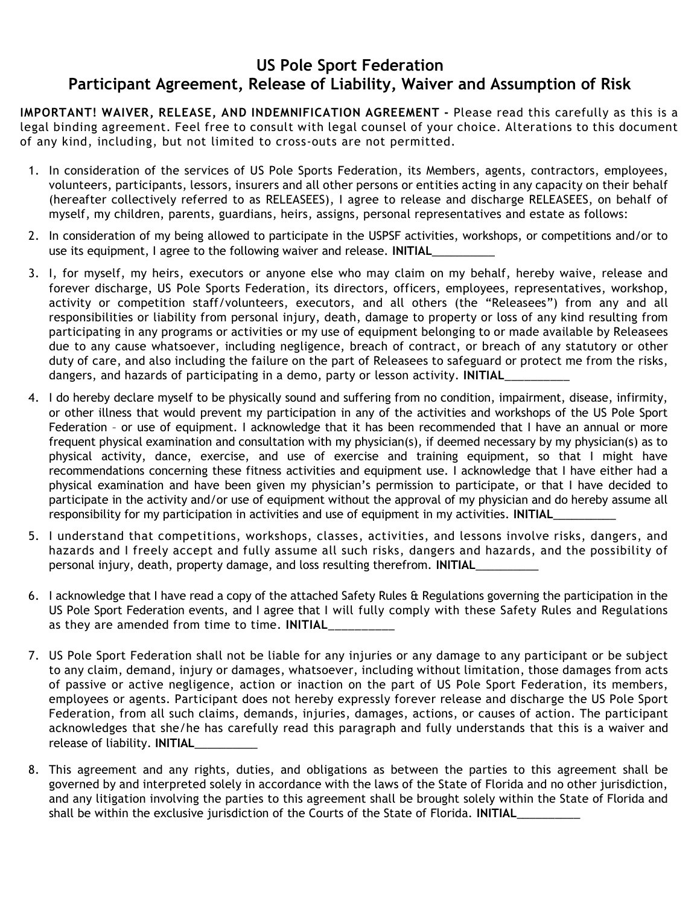# US Pole Sport Federation
## Participant Agreement, Release of Liability, Waiver and Assumption of Risk

**IMPORTANT! WAIVER, RELEASE, AND INDEMNIFICATION AGREEMENT -** Please read this carefully as this is a legal binding agreement. Feel free to consult with legal counsel of your choice. Alterations to this document of any kind, including, but not limited to cross-outs are not permitted.

1. In consideration of the services of US Pole Sports Federation, its Members, agents, contractors, employees, volunteers, participants, lessors, insurers and all other persons or entities acting in any capacity on their behalf (hereafter collectively referred to as RELEASEES), I agree to release and discharge RELEASEES, on behalf of myself, my children, parents, guardians, heirs, assigns, personal representatives and estate as follows:

2. In consideration of my being allowed to participate in the USPSF activities, workshops, or competitions and/or to use its equipment, I agree to the following waiver and release. **INITIAL**__________

3. I, for myself, my heirs, executors or anyone else who may claim on my behalf, hereby waive, release and forever discharge, US Pole Sports Federation, its directors, officers, employees, representatives, workshop, activity or competition staff/volunteers, executors, and all others (the "Releasees") from any and all responsibilities or liability from personal injury, death, damage to property or loss of any kind resulting from participating in any programs or activities or my use of equipment belonging to or made available by Releasees due to any cause whatsoever, including negligence, breach of contract, or breach of any statutory or other duty of care, and also including the failure on the part of Releasees to safeguard or protect me from the risks, dangers, and hazards of participating in a demo, party or lesson activity. **INITIAL**__________

4. I do hereby declare myself to be physically sound and suffering from no condition, impairment, disease, infirmity, or other illness that would prevent my participation in any of the activities and workshops of the US Pole Sport Federation – or use of equipment. I acknowledge that it has been recommended that I have an annual or more frequent physical examination and consultation with my physician(s), if deemed necessary by my physician(s) as to physical activity, dance, exercise, and use of exercise and training equipment, so that I might have recommendations concerning these fitness activities and equipment use. I acknowledge that I have either had a physical examination and have been given my physician's permission to participate, or that I have decided to participate in the activity and/or use of equipment without the approval of my physician and do hereby assume all responsibility for my participation in activities and use of equipment in my activities. **INITIAL**__________

5. I understand that competitions, workshops, classes, activities, and lessons involve risks, dangers, and hazards and I freely accept and fully assume all such risks, dangers and hazards, and the possibility of personal injury, death, property damage, and loss resulting therefrom. **INITIAL**__________

6. I acknowledge that I have read a copy of the attached Safety Rules & Regulations governing the participation in the US Pole Sport Federation events, and I agree that I will fully comply with these Safety Rules and Regulations as they are amended from time to time. **INITIAL**__________

7. US Pole Sport Federation shall not be liable for any injuries or any damage to any participant or be subject to any claim, demand, injury or damages, whatsoever, including without limitation, those damages from acts of passive or active negligence, action or inaction on the part of US Pole Sport Federation, its members, employees or agents. Participant does not hereby expressly forever release and discharge the US Pole Sport Federation, from all such claims, demands, injuries, damages, actions, or causes of action. The participant acknowledges that she/he has carefully read this paragraph and fully understands that this is a waiver and release of liability. **INITIAL**__________

8. This agreement and any rights, duties, and obligations as between the parties to this agreement shall be governed by and interpreted solely in accordance with the laws of the State of Florida and no other jurisdiction, and any litigation involving the parties to this agreement shall be brought solely within the State of Florida and shall be within the exclusive jurisdiction of the Courts of the State of Florida. **INITIAL**__________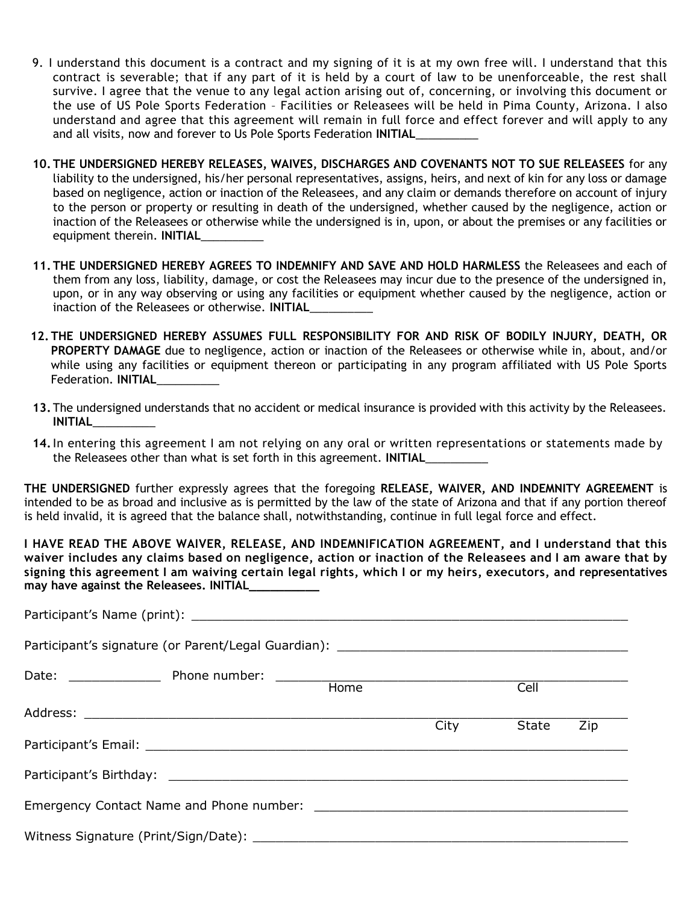9. I understand this document is a contract and my signing of it is at my own free will. I understand that this contract is severable; that if any part of it is held by a court of law to be unenforceable, the rest shall survive. I agree that the venue to any legal action arising out of, concerning, or involving this document or the use of US Pole Sports Federation – Facilities or Releasees will be held in Pima County, Arizona. I also understand and agree that this agreement will remain in full force and effect forever and will apply to any and all visits, now and forever to Us Pole Sports Federation **INITIAL**__________

10. **THE UNDERSIGNED HEREBY RELEASES, WAIVES, DISCHARGES AND COVENANTS NOT TO SUE RELEASEES** for any liability to the undersigned, his/her personal representatives, assigns, heirs, and next of kin for any loss or damage based on negligence, action or inaction of the Releasees, and any claim or demands therefore on account of injury to the person or property or resulting in death of the undersigned, whether caused by the negligence, action or inaction of the Releasees or otherwise while the undersigned is in, upon, or about the premises or any facilities or equipment therein. **INITIAL**__________

11. **THE UNDERSIGNED HEREBY AGREES TO INDEMNIFY AND SAVE AND HOLD HARMLESS** the Releasees and each of them from any loss, liability, damage, or cost the Releasees may incur due to the presence of the undersigned in, upon, or in any way observing or using any facilities or equipment whether caused by the negligence, action or inaction of the Releasees or otherwise. **INITIAL**__________

12. **THE UNDERSIGNED HEREBY ASSUMES FULL RESPONSIBILITY FOR AND RISK OF BODILY INJURY, DEATH, OR PROPERTY DAMAGE** due to negligence, action or inaction of the Releasees or otherwise while in, about, and/or while using any facilities or equipment thereon or participating in any program affiliated with US Pole Sports Federation. **INITIAL**__________

13. The undersigned understands that no accident or medical insurance is provided with this activity by the Releasees. **INITIAL**__________

14. In entering this agreement I am not relying on any oral or written representations or statements made by the Releasees other than what is set forth in this agreement. **INITIAL**__________

**THE UNDERSIGNED** further expressly agrees that the foregoing **RELEASE, WAIVER, AND INDEMNITY AGREEMENT** is intended to be as broad and inclusive as is permitted by the law of the state of Arizona and that if any portion thereof is held invalid, it is agreed that the balance shall, notwithstanding, continue in full legal force and effect.

**I HAVE READ THE ABOVE WAIVER, RELEASE, AND INDEMNIFICATION AGREEMENT, and I understand that this waiver includes any claims based on negligence, action or inaction of the Releasees and I am aware that by signing this agreement I am waiving certain legal rights, which I or my heirs, executors, and representatives may have against the Releasees. INITIAL**__________

Participant's Name (print): ____________________________________________

Participant's signature (or Parent/Legal Guardian): ____________________________________________

Date: ____________ Phone number: ____________________________________________
Home Cell

Address: ____________________________________________
City State Zip

Participant's Email: ____________________________________________

Participant's Birthday: ____________________________________________

Emergency Contact Name and Phone number: ____________________________________________

Witness Signature (Print/Sign/Date): ____________________________________________